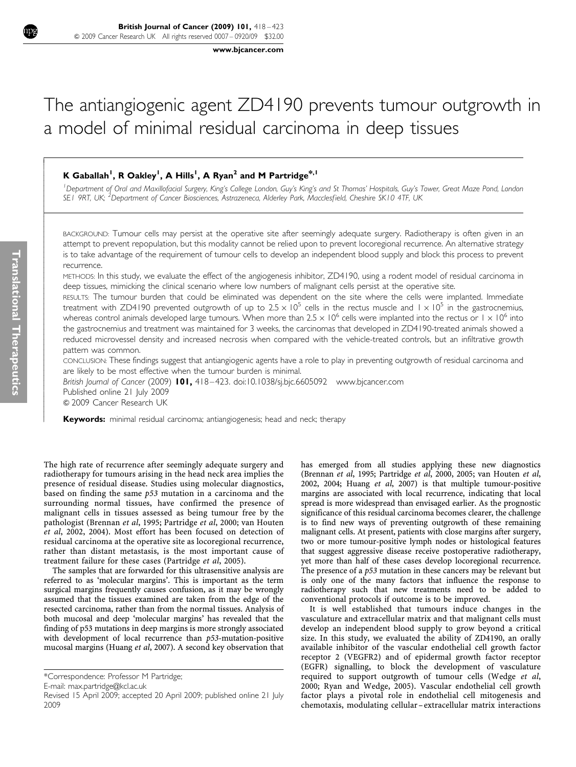# The antiangiogenic agent ZD4190 prevents tumour outgrowth in a model of minimal residual carcinoma in deep tissues

**K Gaballah[1], R Oakley[1], A Hills[1], A Ryan[2] and M Partridge*,[1]**

[1]Department of Oral and Maxillofacial Surgery, King's College London, Guy's King's and St Thomas' Hospitals, Guy's Tower, Great Maze Pond, London SE1 9RT, UK; [2]Department of Cancer Biosciences, Astrazeneca, Alderley Park, Macclesfield, Cheshire SK10 4TF, UK

BACKGROUND: Tumour cells may persist at the operative site after seemingly adequate surgery. Radiotherapy is often given in an attempt to prevent repopulation, but this modality cannot be relied upon to prevent locoregional recurrence. An alternative strategy is to take advantage of the requirement of tumour cells to develop an independent blood supply and block this process to prevent recurrence.

METHODS: In this study, we evaluate the effect of the angiogenesis inhibitor, ZD4190, using a rodent model of residual carcinoma in deep tissues, mimicking the clinical scenario where low numbers of malignant cells persist at the operative site.

RESULTS: The tumour burden that could be eliminated was dependent on the site where the cells were implanted. Immediate treatment with ZD4190 prevented outgrowth of up to $2.5 \times 10^5$ cells in the rectus muscle and $1 \times 10^5$ in the gastrocnemius, whereas control animals developed large tumours. When more than $2.5 \times 10^6$ cells were implanted into the rectus or $1 \times 10^6$ into the gastrocnemius and treatment was maintained for 3 weeks, the carcinomas that developed in ZD4190-treated animals showed a reduced microvessel density and increased necrosis when compared with the vehicle-treated controls, but an infiltrative growth pattern was common.

CONCLUSION: These findings suggest that antiangiogenic agents have a role to play in preventing outgrowth of residual carcinoma and are likely to be most effective when the tumour burden is minimal.

*British Journal of Cancer* (2009) **101,** 418–423. doi:10.1038/sj.bjc.6605092 www.bjcancer.com
Published online 21 July 2009
© 2009 Cancer Research UK

**Keywords:** minimal residual carcinoma; antiangiogenesis; head and neck; therapy

The high rate of recurrence after seemingly adequate surgery and radiotherapy for tumours arising in the head neck area implies the presence of residual disease. Studies using molecular diagnostics, based on finding the same *p53* mutation in a carcinoma and the surrounding normal tissues, have confirmed the presence of malignant cells in tissues assessed as being tumour free by the pathologist (Brennan *et al*, 1995; Partridge *et al*, 2000; van Houten *et al*, 2002, 2004). Most effort has been focused on detection of residual carcinoma at the operative site as locoregional recurrence, rather than distant metastasis, is the most important cause of treatment failure for these cases (Partridge *et al*, 2005).

The samples that are forwarded for this ultrasensitive analysis are referred to as 'molecular margins'. This is important as the term surgical margins frequently causes confusion, as it may be wrongly assumed that the tissues examined are taken from the edge of the resected carcinoma, rather than from the normal tissues. Analysis of both mucosal and deep 'molecular margins' has revealed that the finding of p53 mutations in deep margins is more strongly associated with development of local recurrence than *p53*-mutation-positive mucosal margins (Huang *et al*, 2007). A second key observation that has emerged from all studies applying these new diagnostics (Brennan *et al*, 1995; Partridge *et al*, 2000, 2005; van Houten *et al*, 2002, 2004; Huang *et al*, 2007) is that multiple tumour-positive margins are associated with local recurrence, indicating that local spread is more widespread than envisaged earlier. As the prognostic significance of this residual carcinoma becomes clearer, the challenge is to find new ways of preventing outgrowth of these remaining malignant cells. At present, patients with close margins after surgery, two or more tumour-positive lymph nodes or histological features that suggest aggressive disease receive postoperative radiotherapy, yet more than half of these cases develop locoregional recurrence. The presence of a *p53* mutation in these cancers may be relevant but is only one of the many factors that influence the response to radiotherapy such that new treatments need to be added to conventional protocols if outcome is to be improved.

It is well established that tumours induce changes in the vasculature and extracellular matrix and that malignant cells must develop an independent blood supply to grow beyond a critical size. In this study, we evaluated the ability of ZD4190, an orally available inhibitor of the vascular endothelial cell growth factor receptor 2 (VEGFR2) and of epidermal growth factor receptor (EGFR) signalling, to block the development of vasculature required to support outgrowth of tumour cells (Wedge *et al*, 2000; Ryan and Wedge, 2005). Vascular endothelial cell growth factor plays a pivotal role in endothelial cell mitogenesis and chemotaxis, modulating cellular–extracellular matrix interactions

*Correspondence: Professor M Partridge;
E-mail: max.partridge@kcl.ac.uk
Revised 15 April 2009; accepted 20 April 2009; published online 21 July 2009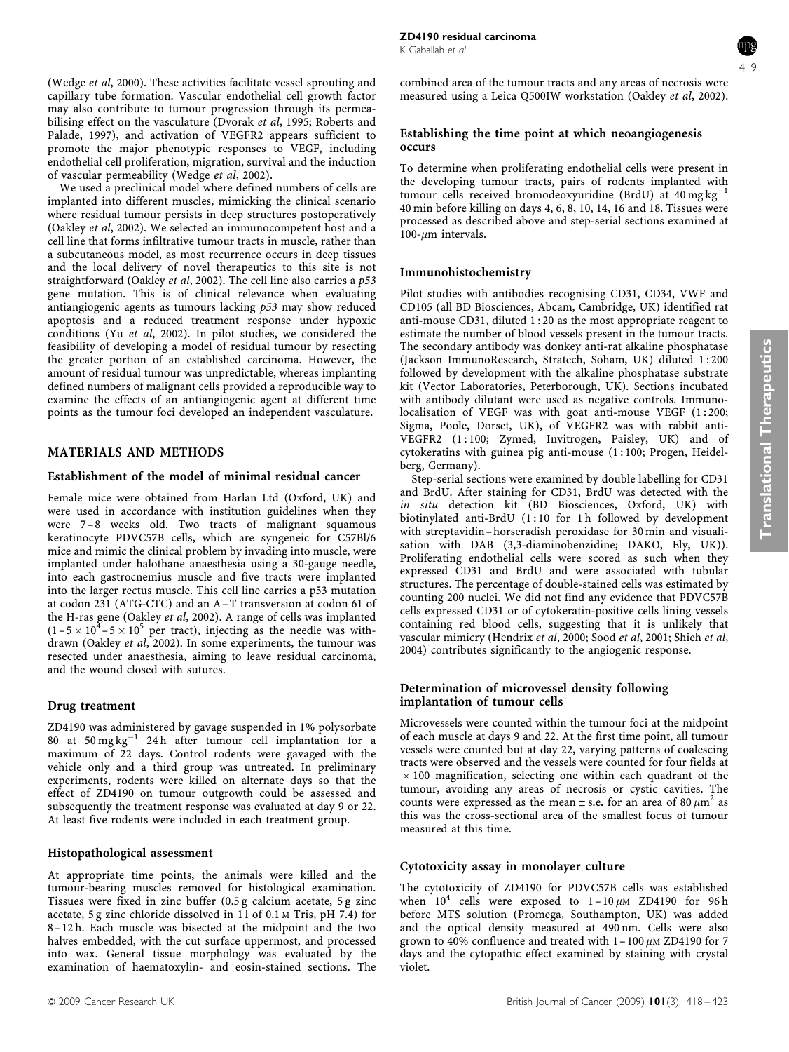(Wedge *et al*, 2000). These activities facilitate vessel sprouting and capillary tube formation. Vascular endothelial cell growth factor may also contribute to tumour progression through its permeabilising effect on the vasculature (Dvorak *et al*, 1995; Roberts and Palade, 1997), and activation of VEGFR2 appears sufficient to promote the major phenotypic responses to VEGF, including endothelial cell proliferation, migration, survival and the induction of vascular permeability (Wedge *et al*, 2002).

We used a preclinical model where defined numbers of cells are implanted into different muscles, mimicking the clinical scenario where residual tumour persists in deep structures postoperatively (Oakley *et al*, 2002). We selected an immunocompetent host and a cell line that forms infiltrative tumour tracts in muscle, rather than a subcutaneous model, as most recurrence occurs in deep tissues and the local delivery of novel therapeutics to this site is not straightforward (Oakley *et al*, 2002). The cell line also carries a *p53* gene mutation. This is of clinical relevance when evaluating antiangiogenic agents as tumours lacking *p53* may show reduced apoptosis and a reduced treatment response under hypoxic conditions (Yu *et al*, 2002). In pilot studies, we considered the feasibility of developing a model of residual tumour by resecting the greater portion of an established carcinoma. However, the amount of residual tumour was unpredictable, whereas implanting defined numbers of malignant cells provided a reproducible way to examine the effects of an antiangiogenic agent at different time points as the tumour foci developed an independent vasculature.

## MATERIALS AND METHODS

### Establishment of the model of minimal residual cancer

Female mice were obtained from Harlan Ltd (Oxford, UK) and were used in accordance with institution guidelines when they were 7–8 weeks old. Two tracts of malignant squamous keratinocyte PDVC57B cells, which are syngeneic for C57Bl/6 mice and mimic the clinical problem by invading into muscle, were implanted under halothane anaesthesia using a 30-gauge needle, into each gastrocnemius muscle and five tracts were implanted into the larger rectus muscle. This cell line carries a p53 mutation at codon 231 (ATG-CTC) and an A–T transversion at codon 61 of the H-ras gene (Oakley *et al*, 2002). A range of cells was implanted ($1-5\times10^4$–$5\times10^5$ per tract), injecting as the needle was withdrawn (Oakley *et al*, 2002). In some experiments, the tumour was resected under anaesthesia, aiming to leave residual carcinoma, and the wound closed with sutures.

### Drug treatment

ZD4190 was administered by gavage suspended in 1% polysorbate 80 at 50 mg kg$^{-1}$ 24 h after tumour cell implantation for a maximum of 22 days. Control rodents were gavaged with the vehicle only and a third group was untreated. In preliminary experiments, rodents were killed on alternate days so that the effect of ZD4190 on tumour outgrowth could be assessed and subsequently the treatment response was evaluated at day 9 or 22. At least five rodents were included in each treatment group.

### Histopathological assessment

At appropriate time points, the animals were killed and the tumour-bearing muscles removed for histological examination. Tissues were fixed in zinc buffer (0.5 g calcium acetate, 5 g zinc acetate, 5 g zinc chloride dissolved in 1 l of 0.1 M Tris, pH 7.4) for 8–12 h. Each muscle was bisected at the midpoint and the two halves embedded, with the cut surface uppermost, and processed into wax. General tissue morphology was evaluated by the examination of haematoxylin- and eosin-stained sections. The combined area of the tumour tracts and any areas of necrosis were measured using a Leica Q500IW workstation (Oakley *et al*, 2002).

### Establishing the time point at which neoangiogenesis occurs

To determine when proliferating endothelial cells were present in the developing tumour tracts, pairs of rodents implanted with tumour cells received bromodeoxyuridine (BrdU) at 40 mg kg$^{-1}$ 40 min before killing on days 4, 6, 8, 10, 14, 16 and 18. Tissues were processed as described above and step-serial sections examined at 100-$\mu$m intervals.

### Immunohistochemistry

Pilot studies with antibodies recognising CD31, CD34, VWF and CD105 (all BD Biosciences, Abcam, Cambridge, UK) identified rat anti-mouse CD31, diluted 1 : 20 as the most appropriate reagent to estimate the number of blood vessels present in the tumour tracts. The secondary antibody was donkey anti-rat alkaline phosphatase (Jackson ImmunoResearch, Stratech, Soham, UK) diluted 1 : 200 followed by development with the alkaline phosphatase substrate kit (Vector Laboratories, Peterborough, UK). Sections incubated with antibody dilutant were used as negative controls. Immunolocalisation of VEGF was with goat anti-mouse VEGF (1 : 200; Sigma, Poole, Dorset, UK), of VEGFR2 was with rabbit anti-VEGFR2 (1 : 100; Zymed, Invitrogen, Paisley, UK) and of cytokeratins with guinea pig anti-mouse (1 : 100; Progen, Heidelberg, Germany).

Step-serial sections were examined by double labelling for CD31 and BrdU. After staining for CD31, BrdU was detected with the *in situ* detection kit (BD Biosciences, Oxford, UK) with biotinylated anti-BrdU (1 : 10 for 1 h followed by development with streptavidin–horseradish peroxidase for 30 min and visualisation with DAB (3,3-diaminobenzidine; DAKO, Ely, UK)). Proliferating endothelial cells were scored as such when they expressed CD31 and BrdU and were associated with tubular structures. The percentage of double-stained cells was estimated by counting 200 nuclei. We did not find any evidence that PDVC57B cells expressed CD31 or of cytokeratin-positive cells lining vessels containing red blood cells, suggesting that it is unlikely that vascular mimicry (Hendrix *et al*, 2000; Sood *et al*, 2001; Shieh *et al*, 2004) contributes significantly to the angiogenic response.

### Determination of microvessel density following implantation of tumour cells

Microvessels were counted within the tumour foci at the midpoint of each muscle at days 9 and 22. At the first time point, all tumour vessels were counted but at day 22, varying patterns of coalescing tracts were observed and the vessels were counted for four fields at $\times100$ magnification, selecting one within each quadrant of the tumour, avoiding any areas of necrosis or cystic cavities. The counts were expressed as the mean $\pm$ s.e. for an area of 80 $\mu$m$^2$ as this was the cross-sectional area of the smallest focus of tumour measured at this time.

### Cytotoxicity assay in monolayer culture

The cytotoxicity of ZD4190 for PDVC57B cells was established when $10^4$ cells were exposed to 1–10 $\mu$M ZD4190 for 96 h before MTS solution (Promega, Southampton, UK) was added and the optical density measured at 490 nm. Cells were also grown to 40% confluence and treated with 1–100 $\mu$M ZD4190 for 7 days and the cytopathic effect examined by staining with crystal violet.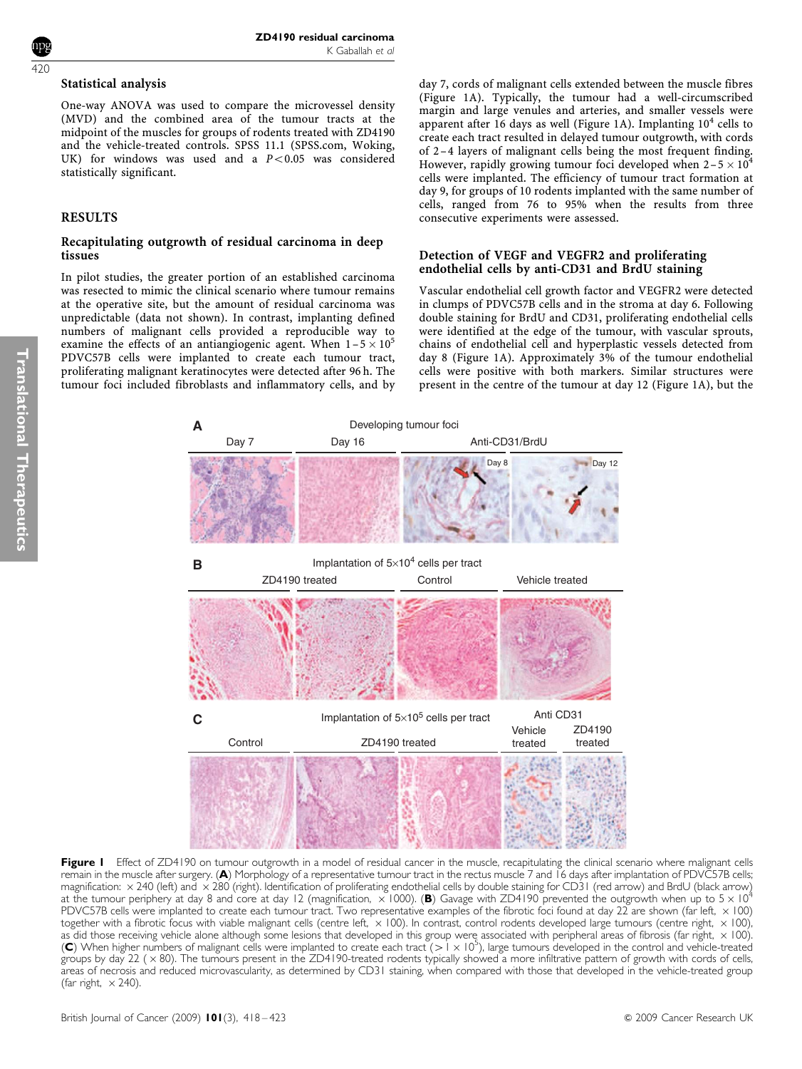## Statistical analysis

One-way ANOVA was used to compare the microvessel density (MVD) and the combined area of the tumour tracts at the midpoint of the muscles for groups of rodents treated with ZD4190 and the vehicle-treated controls. SPSS 11.1 (SPSS.com, Woking, UK) for windows was used and a $P<0.05$ was considered statistically significant.

## RESULTS

### Recapitulating outgrowth of residual carcinoma in deep tissues

In pilot studies, the greater portion of an established carcinoma was resected to mimic the clinical scenario where tumour remains at the operative site, but the amount of residual carcinoma was unpredictable (data not shown). In contrast, implanting defined numbers of malignant cells provided a reproducible way to examine the effects of an antiangiogenic agent. When $1-5\times10^5$ PDVC57B cells were implanted to create each tumour tract, proliferating malignant keratinocytes were detected after 96 h. The tumour foci included fibroblasts and inflammatory cells, and by day 7, cords of malignant cells extended between the muscle fibres (Figure 1A). Typically, the tumour had a well-circumscribed margin and large venules and arteries, and smaller vessels were apparent after 16 days as well (Figure 1A). Implanting $10^4$ cells to create each tract resulted in delayed tumour outgrowth, with cords of 2–4 layers of malignant cells being the most frequent finding. However, rapidly growing tumour foci developed when $2-5\times10^4$ cells were implanted. The efficiency of tumour tract formation at day 9, for groups of 10 rodents implanted with the same number of cells, ranged from 76 to 95% when the results from three consecutive experiments were assessed.

### Detection of VEGF and VEGFR2 and proliferating endothelial cells by anti-CD31 and BrdU staining

Vascular endothelial cell growth factor and VEGFR2 were detected in clumps of PDVC57B cells and in the stroma at day 6. Following double staining for BrdU and CD31, proliferating endothelial cells were identified at the edge of the tumour, with vascular sprouts, chains of endothelial cell and hyperplastic vessels detected from day 8 (Figure 1A). Approximately 3% of the tumour endothelial cells were positive with both markers. Similar structures were present in the centre of the tumour at day 12 (Figure 1A), but the

**Figure 1** Effect of ZD4190 on tumour outgrowth in a model of residual cancer in the muscle, recapitulating the clinical scenario where malignant cells remain in the muscle after surgery. (**A**) Morphology of a representative tumour tract in the rectus muscle 7 and 16 days after implantation of PDVC57B cells; magnification: ×240 (left) and ×280 (right). Identification of proliferating endothelial cells by double staining for CD31 (red arrow) and BrdU (black arrow) at the tumour periphery at day 8 and core at day 12 (magnification, ×1000). (**B**) Gavage with ZD4190 prevented the outgrowth when up to $5\times10^4$ PDVC57B cells were implanted to create each tumour tract. Two representative examples of the fibrotic foci found at day 22 are shown (far left, ×100) together with a fibrotic focus with viable malignant cells (centre left, ×100). In contrast, control rodents developed large tumours (centre right, ×100), as did those receiving vehicle alone although some lesions that developed in this group were associated with peripheral areas of fibrosis (far right, ×100). (**C**) When higher numbers of malignant cells were implanted to create each tract ($>1\times10^5$), large tumours developed in the control and vehicle-treated groups by day 22 (×80). The tumours present in the ZD4190-treated rodents typically showed a more infiltrative pattern of growth with cords of cells, areas of necrosis and reduced microvascularity, as determined by CD31 staining, when compared with those that developed in the vehicle-treated group (far right, ×240).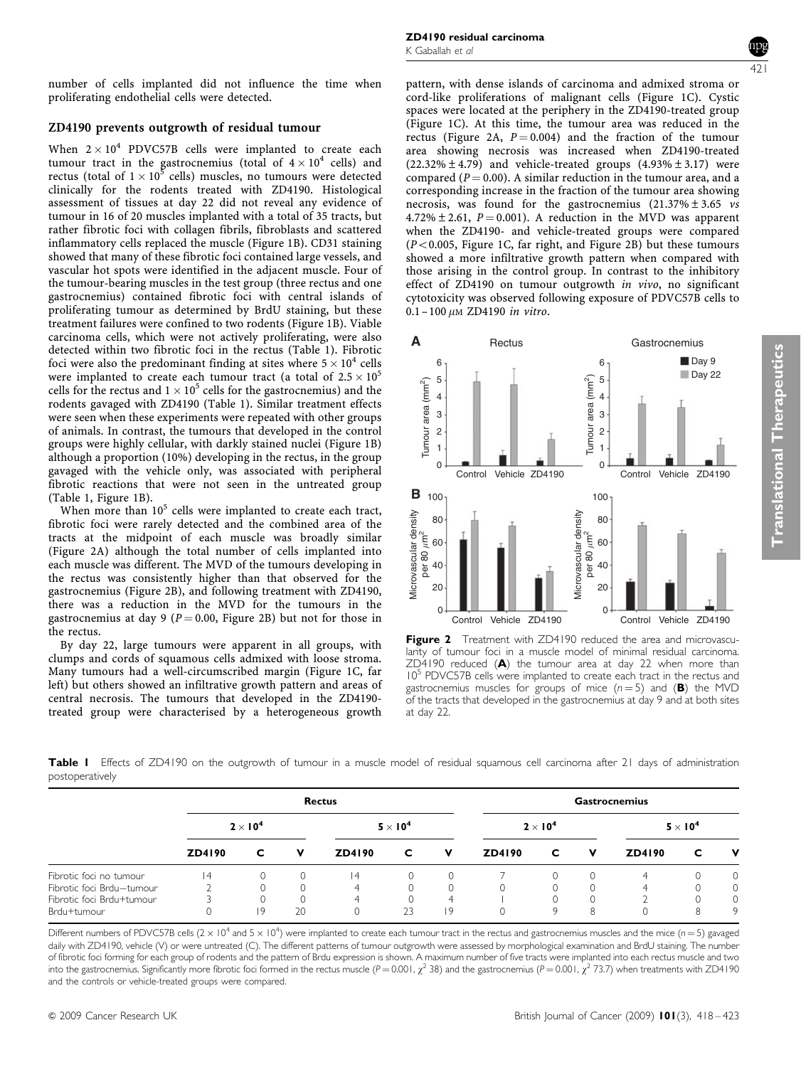number of cells implanted did not influence the time when proliferating endothelial cells were detected.

### ZD4190 prevents outgrowth of residual tumour

When $2 \times 10^4$ PDVC57B cells were implanted to create each tumour tract in the gastrocnemius (total of $4 \times 10^4$ cells) and rectus (total of $1 \times 10^5$ cells) muscles, no tumours were detected clinically for the rodents treated with ZD4190. Histological assessment of tissues at day 22 did not reveal any evidence of tumour in 16 of 20 muscles implanted with a total of 35 tracts, but rather fibrotic foci with collagen fibrils, fibroblasts and scattered inflammatory cells replaced the muscle (Figure 1B). CD31 staining showed that many of these fibrotic foci contained large vessels, and vascular hot spots were identified in the adjacent muscle. Four of the tumour-bearing muscles in the test group (three rectus and one gastrocnemius) contained fibrotic foci with central islands of proliferating tumour as determined by BrdU staining, but these treatment failures were confined to two rodents (Figure 1B). Viable carcinoma cells, which were not actively proliferating, were also detected within two fibrotic foci in the rectus (Table 1). Fibrotic foci were also the predominant finding at sites where $5 \times 10^4$ cells were implanted to create each tumour tract (a total of $2.5 \times 10^5$ cells for the rectus and $1 \times 10^5$ cells for the gastrocnemius) and the rodents gavaged with ZD4190 (Table 1). Similar treatment effects were seen when these experiments were repeated with other groups of animals. In contrast, the tumours that developed in the control groups were highly cellular, with darkly stained nuclei (Figure 1B) although a proportion (10%) developing in the rectus, in the group gavaged with the vehicle only, was associated with peripheral fibrotic reactions that were not seen in the untreated group (Table 1, Figure 1B).

When more than $10^5$ cells were implanted to create each tract, fibrotic foci were rarely detected and the combined area of the tracts at the midpoint of each muscle was broadly similar (Figure 2A) although the total number of cells implanted into each muscle was different. The MVD of the tumours developing in the rectus was consistently higher than that observed for the gastrocnemius (Figure 2B), and following treatment with ZD4190, there was a reduction in the MVD for the tumours in the gastrocnemius at day 9 ($P = 0.00$, Figure 2B) but not for those in the rectus.

By day 22, large tumours were apparent in all groups, with clumps and cords of squamous cells admixed with loose stroma. Many tumours had a well-circumscribed margin (Figure 1C, far left) but others showed an infiltrative growth pattern and areas of central necrosis. The tumours that developed in the ZD4190-treated group were characterised by a heterogeneous growth pattern, with dense islands of carcinoma and admixed stroma or cord-like proliferations of malignant cells (Figure 1C). Cystic spaces were located at the periphery in the ZD4190-treated group (Figure 1C). At this time, the tumour area was reduced in the rectus (Figure 2A, $P = 0.004$) and the fraction of the tumour area showing necrosis was increased when ZD4190-treated (22.32% ± 4.79) and vehicle-treated groups (4.93% ± 3.17) were compared ($P = 0.00$). A similar reduction in the tumour area, and a corresponding increase in the fraction of the tumour area showing necrosis, was found for the gastrocnemius (21.37% ± 3.65 *vs* 4.72% ± 2.61, $P = 0.001$). A reduction in the MVD was apparent when the ZD4190- and vehicle-treated groups were compared ($P < 0.005$, Figure 1C, far right, and Figure 2B) but these tumours showed a more infiltrative growth pattern when compared with those arising in the control group. In contrast to the inhibitory effect of ZD4190 on tumour outgrowth *in vivo*, no significant cytotoxicity was observed following exposure of PDVC57B cells to 0.1–100 μM ZD4190 *in vitro*.

**Figure 2** Treatment with ZD4190 reduced the area and microvascularity of tumour foci in a muscle model of minimal residual carcinoma. ZD4190 reduced (**A**) the tumour area at day 22 when more than $10^5$ PDVC57B cells were implanted to create each tract in the rectus and gastrocnemius muscles for groups of mice ($n = 5$) and (**B**) the MVD of the tracts that developed in the gastrocnemius at day 9 and at both sites at day 22.

**Table 1** Effects of ZD4190 on the outgrowth of tumour in a muscle model of residual squamous cell carcinoma after 21 days of administration postoperatively

| | Rectus | | | | | | Gastrocnemius | | | | | |
|---|---|---|---|---|---|---|---|---|---|---|---|---|
| | $2 \times 10^4$ | | | $5 \times 10^4$ | | | $2 \times 10^4$ | | | $5 \times 10^4$ | | |
| | ZD4190 | C | V | ZD4190 | C | V | ZD4190 | C | V | ZD4190 | C | V |
| Fibrotic foci no tumour | 14 | 0 | 0 | 14 | 0 | 0 | 7 | 0 | 0 | 4 | 0 | 0 |
| Fibrotic foci Brdu−tumour | 2 | 0 | 0 | 4 | 0 | 0 | 0 | 0 | 0 | 4 | 0 | 0 |
| Fibrotic foci Brdu+tumour | 3 | 0 | 0 | 4 | 0 | 4 | 1 | 0 | 0 | 2 | 0 | 0 |
| Brdu+tumour | 0 | 19 | 20 | 0 | 23 | 19 | 0 | 9 | 8 | 0 | 8 | 9 |

Different numbers of PDVC57B cells ($2 \times 10^4$ and $5 \times 10^4$) were implanted to create each tumour tract in the rectus and gastrocnemius muscles and the mice ($n = 5$) gavaged daily with ZD4190, vehicle (V) or were untreated (C). The different patterns of tumour outgrowth were assessed by morphological examination and BrdU staining. The number of fibrotic foci forming for each group of rodents and the pattern of Brdu expression is shown. A maximum number of five tracts were implanted into each rectus muscle and two into the gastrocnemius. Significantly more fibrotic foci formed in the rectus muscle ($P = 0.001$, $\chi^2$ 38) and the gastrocnemius ($P = 0.001$, $\chi^2$ 73.7) when treatments with ZD4190 and the controls or vehicle-treated groups were compared.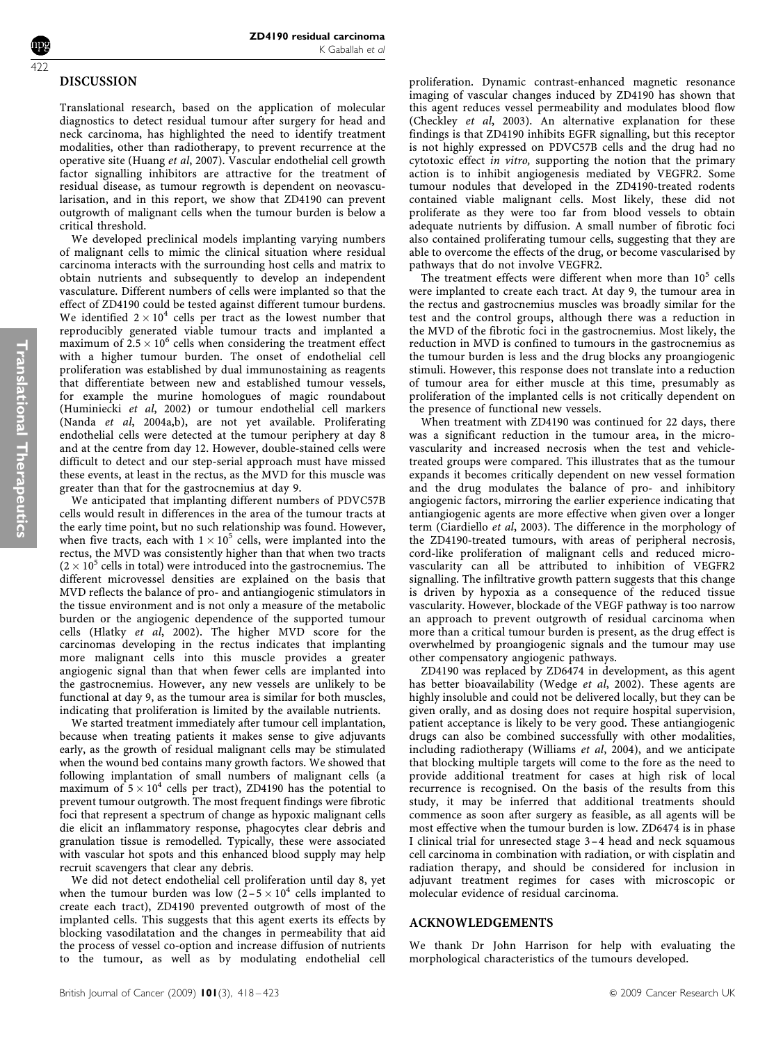## DISCUSSION

Translational research, based on the application of molecular diagnostics to detect residual tumour after surgery for head and neck carcinoma, has highlighted the need to identify treatment modalities, other than radiotherapy, to prevent recurrence at the operative site (Huang *et al*, 2007). Vascular endothelial cell growth factor signalling inhibitors are attractive for the treatment of residual disease, as tumour regrowth is dependent on neovascularisation, and in this report, we show that ZD4190 can prevent outgrowth of malignant cells when the tumour burden is below a critical threshold.

We developed preclinical models implanting varying numbers of malignant cells to mimic the clinical situation where residual carcinoma interacts with the surrounding host cells and matrix to obtain nutrients and subsequently to develop an independent vasculature. Different numbers of cells were implanted so that the effect of ZD4190 could be tested against different tumour burdens. We identified $2 \times 10^4$ cells per tract as the lowest number that reproducibly generated viable tumour tracts and implanted a maximum of $2.5 \times 10^6$ cells when considering the treatment effect with a higher tumour burden. The onset of endothelial cell proliferation was established by dual immunostaining as reagents that differentiate between new and established tumour vessels, for example the murine homologues of magic roundabout (Huminiecki *et al*, 2002) or tumour endothelial cell markers (Nanda *et al*, 2004a,b), are not yet available. Proliferating endothelial cells were detected at the tumour periphery at day 8 and at the centre from day 12. However, double-stained cells were difficult to detect and our step-serial approach must have missed these events, at least in the rectus, as the MVD for this muscle was greater than that for the gastrocnemius at day 9.

We anticipated that implanting different numbers of PDVC57B cells would result in differences in the area of the tumour tracts at the early time point, but no such relationship was found. However, when five tracts, each with $1 \times 10^5$ cells, were implanted into the rectus, the MVD was consistently higher than that when two tracts ($2 \times 10^5$ cells in total) were introduced into the gastrocnemius. The different microvessel densities are explained on the basis that MVD reflects the balance of pro- and antiangiogenic stimulators in the tissue environment and is not only a measure of the metabolic burden or the angiogenic dependence of the supported tumour cells (Hlatky *et al*, 2002). The higher MVD score for the carcinomas developing in the rectus indicates that implanting more malignant cells into this muscle provides a greater angiogenic signal than that when fewer cells are implanted into the gastrocnemius. However, any new vessels are unlikely to be functional at day 9, as the tumour area is similar for both muscles, indicating that proliferation is limited by the available nutrients.

We started treatment immediately after tumour cell implantation, because when treating patients it makes sense to give adjuvants early, as the growth of residual malignant cells may be stimulated when the wound bed contains many growth factors. We showed that following implantation of small numbers of malignant cells (a maximum of $5 \times 10^4$ cells per tract), ZD4190 has the potential to prevent tumour outgrowth. The most frequent findings were fibrotic foci that represent a spectrum of change as hypoxic malignant cells die elicit an inflammatory response, phagocytes clear debris and granulation tissue is remodelled. Typically, these were associated with vascular hot spots and this enhanced blood supply may help recruit scavengers that clear any debris.

We did not detect endothelial cell proliferation until day 8, yet when the tumour burden was low ($2-5 \times 10^4$ cells implanted to create each tract), ZD4190 prevented outgrowth of most of the implanted cells. This suggests that this agent exerts its effects by blocking vasodilatation and the changes in permeability that aid the process of vessel co-option and increase diffusion of nutrients to the tumour, as well as by modulating endothelial cell proliferation. Dynamic contrast-enhanced magnetic resonance imaging of vascular changes induced by ZD4190 has shown that this agent reduces vessel permeability and modulates blood flow (Checkley *et al*, 2003). An alternative explanation for these findings is that ZD4190 inhibits EGFR signalling, but this receptor is not highly expressed on PDVC57B cells and the drug had no cytotoxic effect *in vitro,* supporting the notion that the primary action is to inhibit angiogenesis mediated by VEGFR2. Some tumour nodules that developed in the ZD4190-treated rodents contained viable malignant cells. Most likely, these did not proliferate as they were too far from blood vessels to obtain adequate nutrients by diffusion. A small number of fibrotic foci also contained proliferating tumour cells, suggesting that they are able to overcome the effects of the drug, or become vascularised by pathways that do not involve VEGFR2.

The treatment effects were different when more than $10^5$ cells were implanted to create each tract. At day 9, the tumour area in the rectus and gastrocnemius muscles was broadly similar for the test and the control groups, although there was a reduction in the MVD of the fibrotic foci in the gastrocnemius. Most likely, the reduction in MVD is confined to tumours in the gastrocnemius as the tumour burden is less and the drug blocks any proangiogenic stimuli. However, this response does not translate into a reduction of tumour area for either muscle at this time, presumably as proliferation of the implanted cells is not critically dependent on the presence of functional new vessels.

When treatment with ZD4190 was continued for 22 days, there was a significant reduction in the tumour area, in the microvascularity and increased necrosis when the test and vehicle-treated groups were compared. This illustrates that as the tumour expands it becomes critically dependent on new vessel formation and the drug modulates the balance of pro- and inhibitory angiogenic factors, mirroring the earlier experience indicating that antiangiogenic agents are more effective when given over a longer term (Ciardiello *et al*, 2003). The difference in the morphology of the ZD4190-treated tumours, with areas of peripheral necrosis, cord-like proliferation of malignant cells and reduced microvascularity can all be attributed to inhibition of VEGFR2 signalling. The infiltrative growth pattern suggests that this change is driven by hypoxia as a consequence of the reduced tissue vascularity. However, blockade of the VEGF pathway is too narrow an approach to prevent outgrowth of residual carcinoma when more than a critical tumour burden is present, as the drug effect is overwhelmed by proangiogenic signals and the tumour may use other compensatory angiogenic pathways.

ZD4190 was replaced by ZD6474 in development, as this agent has better bioavailability (Wedge *et al*, 2002). These agents are highly insoluble and could not be delivered locally, but they can be given orally, and as dosing does not require hospital supervision, patient acceptance is likely to be very good. These antiangiogenic drugs can also be combined successfully with other modalities, including radiotherapy (Williams *et al*, 2004), and we anticipate that blocking multiple targets will come to the fore as the need to provide additional treatment for cases at high risk of local recurrence is recognised. On the basis of the results from this study, it may be inferred that additional treatments should commence as soon after surgery as feasible, as all agents will be most effective when the tumour burden is low. ZD6474 is in phase I clinical trial for unresected stage 3–4 head and neck squamous cell carcinoma in combination with radiation, or with cisplatin and radiation therapy, and should be considered for inclusion in adjuvant treatment regimes for cases with microscopic or molecular evidence of residual carcinoma.

## ACKNOWLEDGEMENTS

We thank Dr John Harrison for help with evaluating the morphological characteristics of the tumours developed.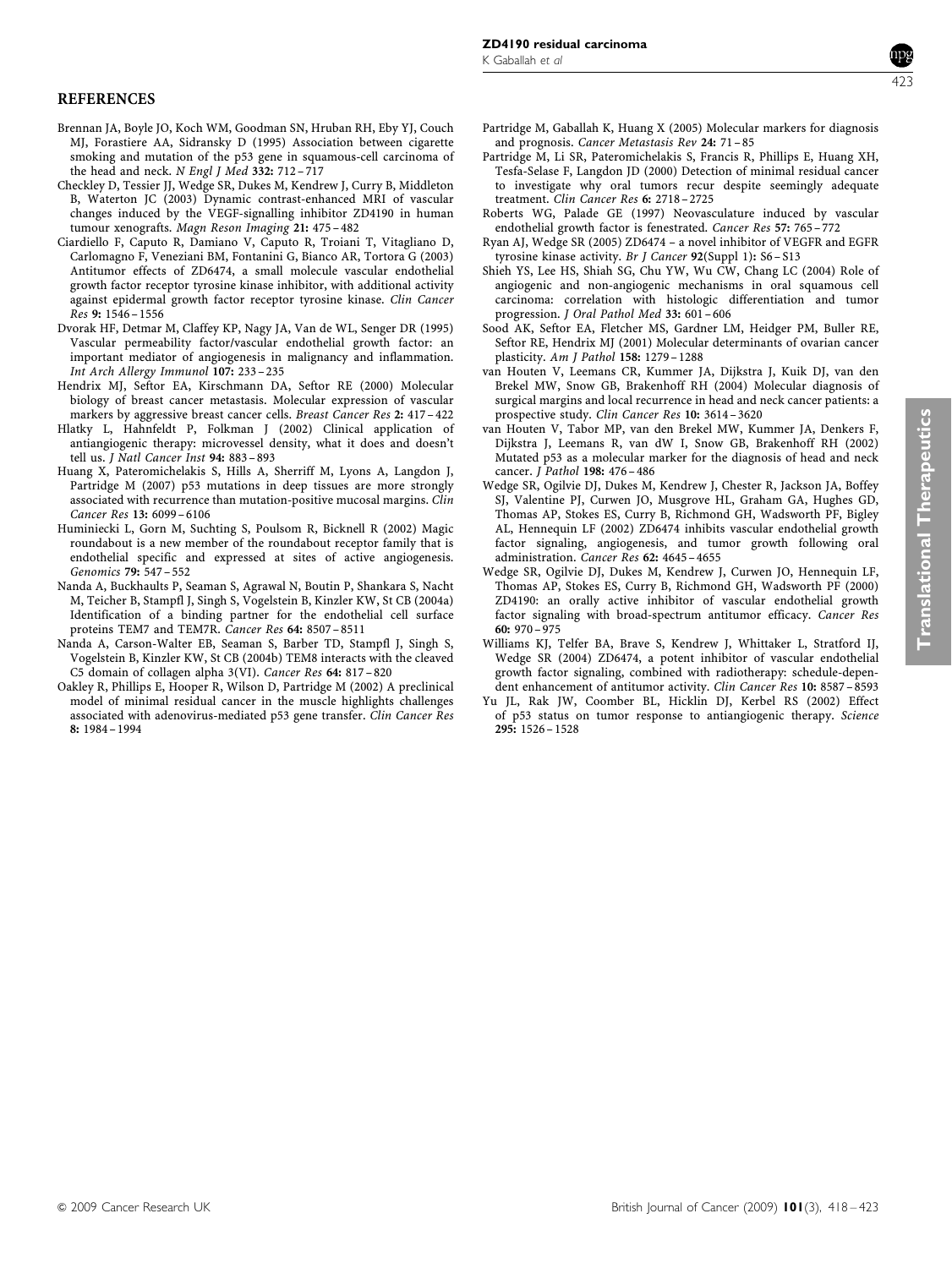## REFERENCES

Brennan JA, Boyle JO, Koch WM, Goodman SN, Hruban RH, Eby YJ, Couch MJ, Forastiere AA, Sidransky D (1995) Association between cigarette smoking and mutation of the p53 gene in squamous-cell carcinoma of the head and neck. *N Engl J Med* **332:** 712–717

Checkley D, Tessier JJ, Wedge SR, Dukes M, Kendrew J, Curry B, Middleton B, Waterton JC (2003) Dynamic contrast-enhanced MRI of vascular changes induced by the VEGF-signalling inhibitor ZD4190 in human tumour xenografts. *Magn Reson Imaging* **21:** 475–482

Ciardiello F, Caputo R, Damiano V, Caputo R, Troiani T, Vitagliano D, Carlomagno F, Veneziani BM, Fontanini G, Bianco AR, Tortora G (2003) Antitumor effects of ZD6474, a small molecule vascular endothelial growth factor receptor tyrosine kinase inhibitor, with additional activity against epidermal growth factor receptor tyrosine kinase. *Clin Cancer Res* **9:** 1546–1556

Dvorak HF, Detmar M, Claffey KP, Nagy JA, Van de WL, Senger DR (1995) Vascular permeability factor/vascular endothelial growth factor: an important mediator of angiogenesis in malignancy and inflammation. *Int Arch Allergy Immunol* **107:** 233–235

Hendrix MJ, Seftor EA, Kirschmann DA, Seftor RE (2000) Molecular biology of breast cancer metastasis. Molecular expression of vascular markers by aggressive breast cancer cells. *Breast Cancer Res* **2:** 417–422

Hlatky L, Hahnfeldt P, Folkman J (2002) Clinical application of antiangiogenic therapy: microvessel density, what it does and doesn't tell us. *J Natl Cancer Inst* **94:** 883–893

Huang X, Paterornichelakis S, Hills A, Sherriff M, Lyons A, Langdon J, Partridge M (2007) p53 mutations in deep tissues are more strongly associated with recurrence than mutation-positive mucosal margins. *Clin Cancer Res* **13:** 6099–6106

Huminiecki L, Gorn M, Suchting S, Poulsom R, Bicknell R (2002) Magic roundabout is a new member of the roundabout receptor family that is endothelial specific and expressed at sites of active angiogenesis. *Genomics* **79:** 547–552

Nanda A, Buckhaults P, Seaman S, Agrawal N, Boutin P, Shankara S, Nacht M, Teicher B, Stampfl J, Singh S, Vogelstein B, Kinzler KW, St CB (2004a) Identification of a binding partner for the endothelial cell surface proteins TEM7 and TEM7R. *Cancer Res* **64:** 8507–8511

Nanda A, Carson-Walter EB, Seaman S, Barber TD, Stampfl J, Singh S, Vogelstein B, Kinzler KW, St CB (2004b) TEM8 interacts with the cleaved C5 domain of collagen alpha 3(VI). *Cancer Res* **64:** 817–820

Oakley R, Phillips E, Hooper R, Wilson D, Partridge M (2002) A preclinical model of minimal residual cancer in the muscle highlights challenges associated with adenovirus-mediated p53 gene transfer. *Clin Cancer Res* **8:** 1984–1994

Partridge M, Gaballah K, Huang X (2005) Molecular markers for diagnosis and prognosis. *Cancer Metastasis Rev* **24:** 71–85

Partridge M, Li SR, Pateromichelakis S, Francis R, Phillips E, Huang XH, Tesfa-Selase F, Langdon JD (2000) Detection of minimal residual cancer to investigate why oral tumors recur despite seemingly adequate treatment. *Clin Cancer Res* **6:** 2718–2725

Roberts WG, Palade GE (1997) Neovasculature induced by vascular endothelial growth factor is fenestrated. *Cancer Res* **57:** 765–772

Ryan AJ, Wedge SR (2005) ZD6474 – a novel inhibitor of VEGFR and EGFR tyrosine kinase activity. *Br J Cancer* **92**(Suppl 1)**:** S6–S13

Shieh YS, Lee HS, Shiah SG, Chu YW, Wu CW, Chang LC (2004) Role of angiogenic and non-angiogenic mechanisms in oral squamous cell carcinoma: correlation with histologic differentiation and tumor progression. *J Oral Pathol Med* **33:** 601–606

Sood AK, Seftor EA, Fletcher MS, Gardner LM, Heidger PM, Buller RE, Seftor RE, Hendrix MJ (2001) Molecular determinants of ovarian cancer plasticity. *Am J Pathol* **158:** 1279–1288

van Houten V, Leemans CR, Kummer JA, Dijkstra J, Kuik DJ, van den Brekel MW, Snow GB, Brakenhoff RH (2004) Molecular diagnosis of surgical margins and local recurrence in head and neck cancer patients: a prospective study. *Clin Cancer Res* **10:** 3614–3620

van Houten V, Tabor MP, van den Brekel MW, Kummer JA, Denkers F, Dijkstra J, Leemans R, van dW I, Snow GB, Brakenhoff RH (2002) Mutated p53 as a molecular marker for the diagnosis of head and neck cancer. *J Pathol* **198:** 476–486

Wedge SR, Ogilvie DJ, Dukes M, Kendrew J, Chester R, Jackson JA, Boffey SJ, Valentine PJ, Curwen JO, Musgrove HL, Graham GA, Hughes GD, Thomas AP, Stokes ES, Curry B, Richmond GH, Wadsworth PF, Bigley AL, Hennequin LF (2002) ZD6474 inhibits vascular endothelial growth factor signaling, angiogenesis, and tumor growth following oral administration. *Cancer Res* **62:** 4645–4655

Wedge SR, Ogilvie DJ, Dukes M, Kendrew J, Curwen JO, Hennequin LF, Thomas AP, Stokes ES, Curry B, Richmond GH, Wadsworth PF (2000) ZD4190: an orally active inhibitor of vascular endothelial growth factor signaling with broad-spectrum antitumor efficacy. *Cancer Res* **60:** 970–975

Williams KJ, Telfer BA, Brave S, Kendrew J, Whittaker L, Stratford IJ, Wedge SR (2004) ZD6474, a potent inhibitor of vascular endothelial growth factor signaling, combined with radiotherapy: schedule-dependent enhancement of antitumor activity. *Clin Cancer Res* **10:** 8587–8593

Yu JL, Rak JW, Coomber BL, Hicklin DJ, Kerbel RS (2002) Effect of p53 status on tumor response to antiangiogenic therapy. *Science* **295:** 1526–1528